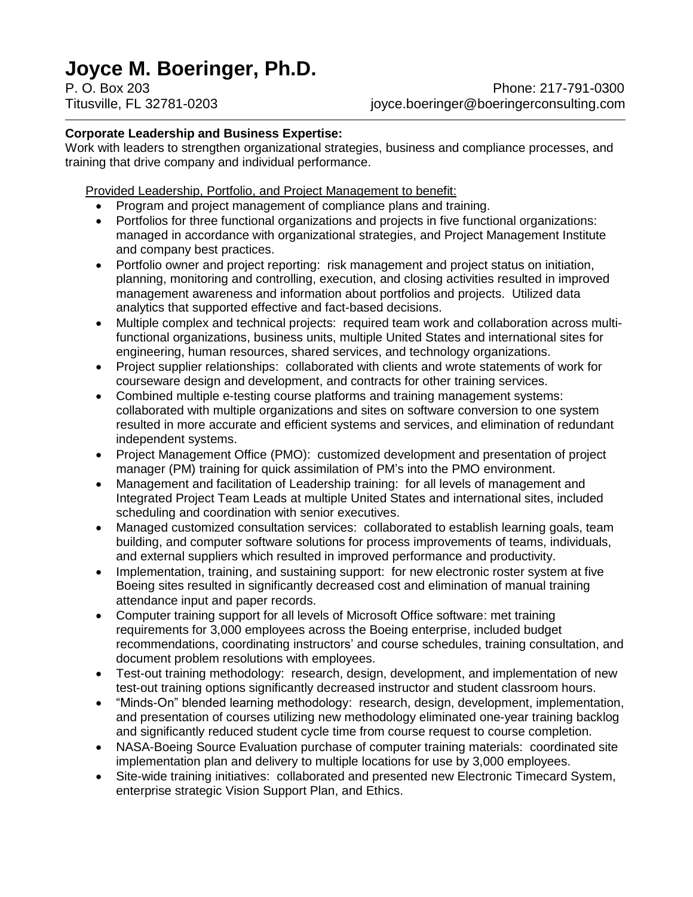# Joyce M. Boeringer, Ph.D.

P. O. Box 203
Titusville, FL 32781-0203

Phone: 217-791-0300
joyce.boeringer@boeringerconsulting.com

---

**Corporate Leadership and Business Expertise:**
Work with leaders to strengthen organizational strategies, business and compliance processes, and training that drive company and individual performance.

<u>Provided Leadership, Portfolio, and Project Management to benefit:</u>

- Program and project management of compliance plans and training.
- Portfolios for three functional organizations and projects in five functional organizations: managed in accordance with organizational strategies, and Project Management Institute and company best practices.
- Portfolio owner and project reporting: risk management and project status on initiation, planning, monitoring and controlling, execution, and closing activities resulted in improved management awareness and information about portfolios and projects. Utilized data analytics that supported effective and fact-based decisions.
- Multiple complex and technical projects: required team work and collaboration across multi-functional organizations, business units, multiple United States and international sites for engineering, human resources, shared services, and technology organizations.
- Project supplier relationships: collaborated with clients and wrote statements of work for courseware design and development, and contracts for other training services.
- Combined multiple e-testing course platforms and training management systems: collaborated with multiple organizations and sites on software conversion to one system resulted in more accurate and efficient systems and services, and elimination of redundant independent systems.
- Project Management Office (PMO): customized development and presentation of project manager (PM) training for quick assimilation of PM's into the PMO environment.
- Management and facilitation of Leadership training: for all levels of management and Integrated Project Team Leads at multiple United States and international sites, included scheduling and coordination with senior executives.
- Managed customized consultation services: collaborated to establish learning goals, team building, and computer software solutions for process improvements of teams, individuals, and external suppliers which resulted in improved performance and productivity.
- Implementation, training, and sustaining support: for new electronic roster system at five Boeing sites resulted in significantly decreased cost and elimination of manual training attendance input and paper records.
- Computer training support for all levels of Microsoft Office software: met training requirements for 3,000 employees across the Boeing enterprise, included budget recommendations, coordinating instructors' and course schedules, training consultation, and document problem resolutions with employees.
- Test-out training methodology: research, design, development, and implementation of new test-out training options significantly decreased instructor and student classroom hours.
- "Minds-On" blended learning methodology: research, design, development, implementation, and presentation of courses utilizing new methodology eliminated one-year training backlog and significantly reduced student cycle time from course request to course completion.
- NASA-Boeing Source Evaluation purchase of computer training materials: coordinated site implementation plan and delivery to multiple locations for use by 3,000 employees.
- Site-wide training initiatives: collaborated and presented new Electronic Timecard System, enterprise strategic Vision Support Plan, and Ethics.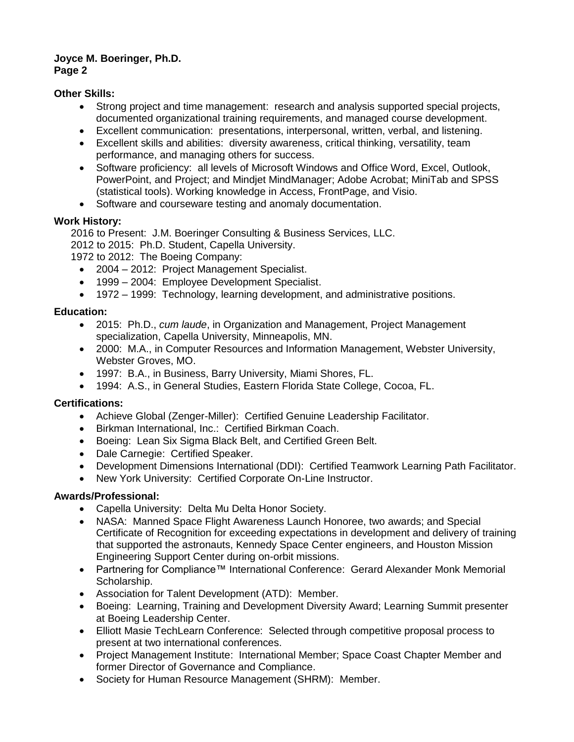**Other Skills:**

- Strong project and time management: research and analysis supported special projects, documented organizational training requirements, and managed course development.
- Excellent communication: presentations, interpersonal, written, verbal, and listening.
- Excellent skills and abilities: diversity awareness, critical thinking, versatility, team performance, and managing others for success.
- Software proficiency: all levels of Microsoft Windows and Office Word, Excel, Outlook, PowerPoint, and Project; and Mindjet MindManager; Adobe Acrobat; MiniTab and SPSS (statistical tools). Working knowledge in Access, FrontPage, and Visio.
- Software and courseware testing and anomaly documentation.

**Work History:**

2016 to Present: J.M. Boeringer Consulting & Business Services, LLC.
2012 to 2015: Ph.D. Student, Capella University.
1972 to 2012: The Boeing Company:

- 2004 – 2012: Project Management Specialist.
- 1999 – 2004: Employee Development Specialist.
- 1972 – 1999: Technology, learning development, and administrative positions.

**Education:**

- 2015: Ph.D., *cum laude*, in Organization and Management, Project Management specialization, Capella University, Minneapolis, MN.
- 2000: M.A., in Computer Resources and Information Management, Webster University, Webster Groves, MO.
- 1997: B.A., in Business, Barry University, Miami Shores, FL.
- 1994: A.S., in General Studies, Eastern Florida State College, Cocoa, FL.

**Certifications:**

- Achieve Global (Zenger-Miller): Certified Genuine Leadership Facilitator.
- Birkman International, Inc.: Certified Birkman Coach.
- Boeing: Lean Six Sigma Black Belt, and Certified Green Belt.
- Dale Carnegie: Certified Speaker.
- Development Dimensions International (DDI): Certified Teamwork Learning Path Facilitator.
- New York University: Certified Corporate On-Line Instructor.

**Awards/Professional:**

- Capella University: Delta Mu Delta Honor Society.
- NASA: Manned Space Flight Awareness Launch Honoree, two awards; and Special Certificate of Recognition for exceeding expectations in development and delivery of training that supported the astronauts, Kennedy Space Center engineers, and Houston Mission Engineering Support Center during on-orbit missions.
- Partnering for Compliance™ International Conference: Gerard Alexander Monk Memorial Scholarship.
- Association for Talent Development (ATD): Member.
- Boeing: Learning, Training and Development Diversity Award; Learning Summit presenter at Boeing Leadership Center.
- Elliott Masie TechLearn Conference: Selected through competitive proposal process to present at two international conferences.
- Project Management Institute: International Member; Space Coast Chapter Member and former Director of Governance and Compliance.
- Society for Human Resource Management (SHRM): Member.